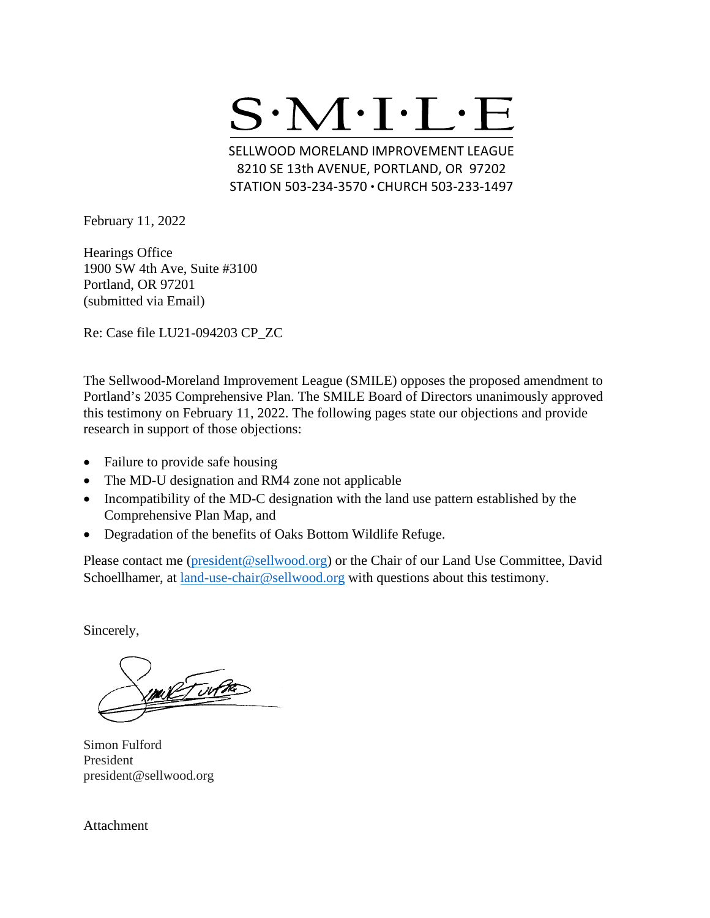# S·M·I·L·E

SELLWOOD MORELAND IMPROVEMENT LEAGUE
8210 SE 13th AVENUE, PORTLAND, OR 97202
STATION 503-234-3570 • CHURCH 503-233-1497

February 11, 2022

Hearings Office
1900 SW 4th Ave, Suite #3100
Portland, OR 97201
(submitted via Email)

Re: Case file LU21-094203 CP_ZC

The Sellwood-Moreland Improvement League (SMILE) opposes the proposed amendment to Portland's 2035 Comprehensive Plan. The SMILE Board of Directors unanimously approved this testimony on February 11, 2022. The following pages state our objections and provide research in support of those objections:

- Failure to provide safe housing
- The MD-U designation and RM4 zone not applicable
- Incompatibility of the MD-C designation with the land use pattern established by the Comprehensive Plan Map, and
- Degradation of the benefits of Oaks Bottom Wildlife Refuge.

Please contact me (president@sellwood.org) or the Chair of our Land Use Committee, David Schoellhamer, at land-use-chair@sellwood.org with questions about this testimony.

Sincerely,

Simon Fulford
President
president@sellwood.org

Attachment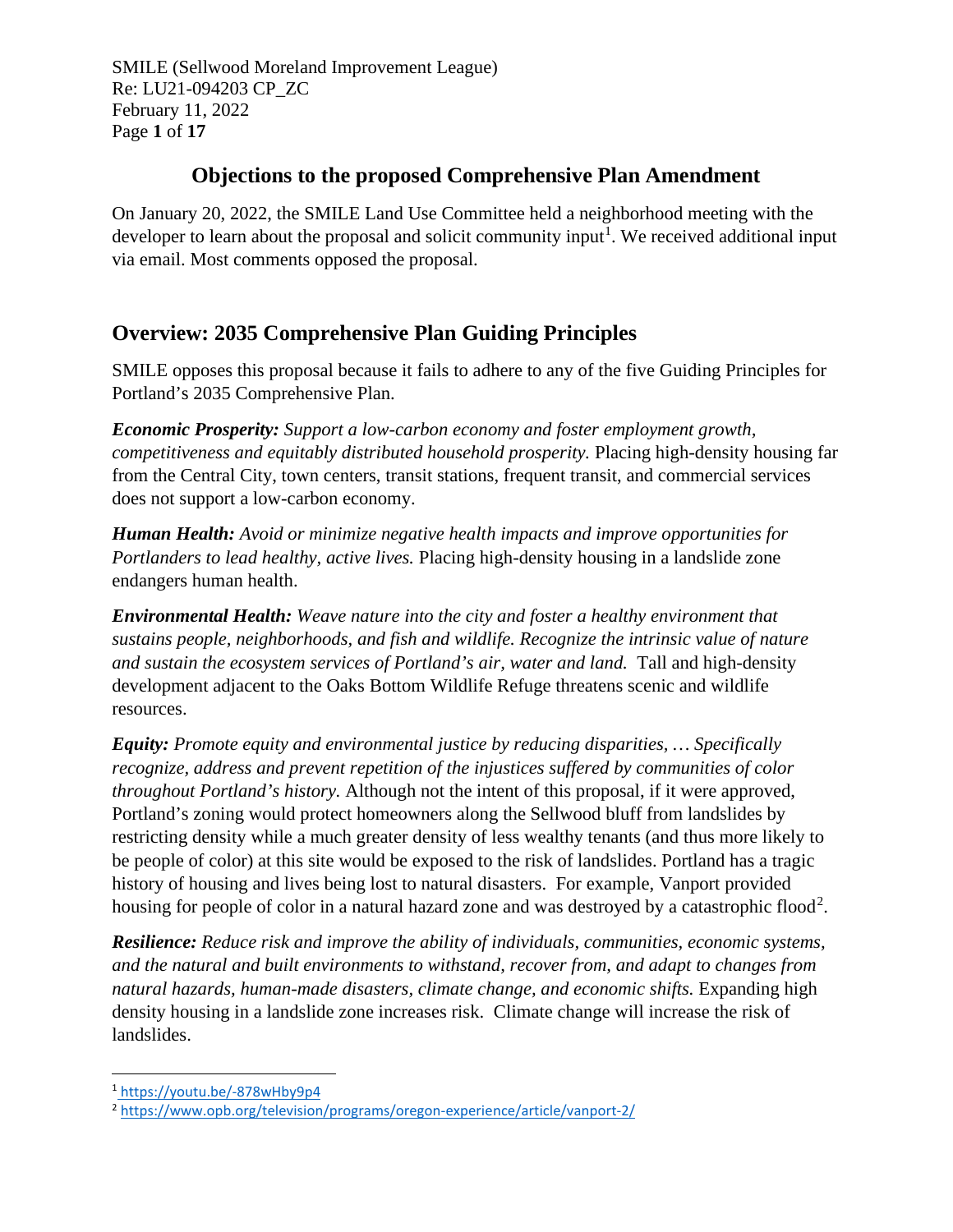# Objections to the proposed Comprehensive Plan Amendment

On January 20, 2022, the SMILE Land Use Committee held a neighborhood meeting with the developer to learn about the proposal and solicit community input[1]. We received additional input via email. Most comments opposed the proposal.

## Overview: 2035 Comprehensive Plan Guiding Principles

SMILE opposes this proposal because it fails to adhere to any of the five Guiding Principles for Portland's 2035 Comprehensive Plan.

***Economic Prosperity:*** *Support a low-carbon economy and foster employment growth, competitiveness and equitably distributed household prosperity.* Placing high-density housing far from the Central City, town centers, transit stations, frequent transit, and commercial services does not support a low-carbon economy.

***Human Health:*** *Avoid or minimize negative health impacts and improve opportunities for Portlanders to lead healthy, active lives.* Placing high-density housing in a landslide zone endangers human health.

***Environmental Health:*** *Weave nature into the city and foster a healthy environment that sustains people, neighborhoods, and fish and wildlife. Recognize the intrinsic value of nature and sustain the ecosystem services of Portland's air, water and land.* Tall and high-density development adjacent to the Oaks Bottom Wildlife Refuge threatens scenic and wildlife resources.

***Equity:*** *Promote equity and environmental justice by reducing disparities, … Specifically recognize, address and prevent repetition of the injustices suffered by communities of color throughout Portland's history.* Although not the intent of this proposal, if it were approved, Portland's zoning would protect homeowners along the Sellwood bluff from landslides by restricting density while a much greater density of less wealthy tenants (and thus more likely to be people of color) at this site would be exposed to the risk of landslides. Portland has a tragic history of housing and lives being lost to natural disasters. For example, Vanport provided housing for people of color in a natural hazard zone and was destroyed by a catastrophic flood[2].

***Resilience:*** *Reduce risk and improve the ability of individuals, communities, economic systems, and the natural and built environments to withstand, recover from, and adapt to changes from natural hazards, human-made disasters, climate change, and economic shifts.* Expanding high density housing in a landslide zone increases risk. Climate change will increase the risk of landslides.

---

[1] https://youtu.be/-878wHby9p4

[2] https://www.opb.org/television/programs/oregon-experience/article/vanport-2/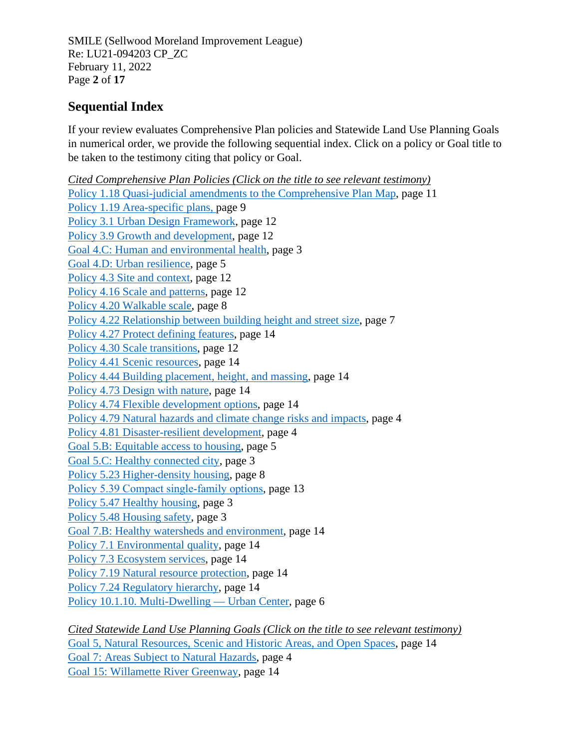## Sequential Index

If your review evaluates Comprehensive Plan policies and Statewide Land Use Planning Goals in numerical order, we provide the following sequential index. Click on a policy or Goal title to be taken to the testimony citing that policy or Goal.

*Cited Comprehensive Plan Policies (Click on the title to see relevant testimony)*

Policy 1.18 Quasi-judicial amendments to the Comprehensive Plan Map, page 11
Policy 1.19 Area-specific plans, page 9
Policy 3.1 Urban Design Framework, page 12
Policy 3.9 Growth and development, page 12
Goal 4.C: Human and environmental health, page 3
Goal 4.D: Urban resilience, page 5
Policy 4.3 Site and context, page 12
Policy 4.16 Scale and patterns, page 12
Policy 4.20 Walkable scale, page 8
Policy 4.22 Relationship between building height and street size, page 7
Policy 4.27 Protect defining features, page 14
Policy 4.30 Scale transitions, page 12
Policy 4.41 Scenic resources, page 14
Policy 4.44 Building placement, height, and massing, page 14
Policy 4.73 Design with nature, page 14
Policy 4.74 Flexible development options, page 14
Policy 4.79 Natural hazards and climate change risks and impacts, page 4
Policy 4.81 Disaster-resilient development, page 4
Goal 5.B: Equitable access to housing, page 5
Goal 5.C: Healthy connected city, page 3
Policy 5.23 Higher-density housing, page 8
Policy 5.39 Compact single-family options, page 13
Policy 5.47 Healthy housing, page 3
Policy 5.48 Housing safety, page 3
Goal 7.B: Healthy watersheds and environment, page 14
Policy 7.1 Environmental quality, page 14
Policy 7.3 Ecosystem services, page 14
Policy 7.19 Natural resource protection, page 14
Policy 7.24 Regulatory hierarchy, page 14
Policy 10.1.10. Multi-Dwelling — Urban Center, page 6

*Cited Statewide Land Use Planning Goals (Click on the title to see relevant testimony)*

Goal 5, Natural Resources, Scenic and Historic Areas, and Open Spaces, page 14
Goal 7: Areas Subject to Natural Hazards, page 4
Goal 15: Willamette River Greenway, page 14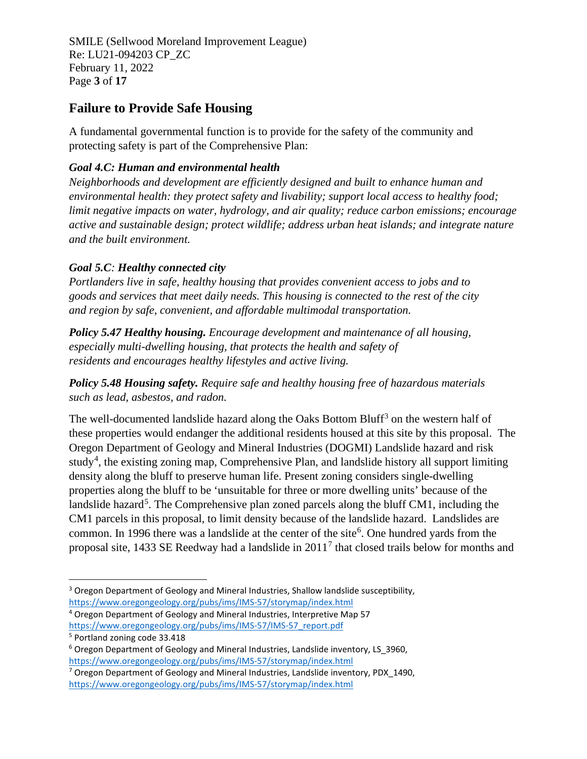## Failure to Provide Safe Housing

A fundamental governmental function is to provide for the safety of the community and protecting safety is part of the Comprehensive Plan:

***Goal 4.C: Human and environmental health***

*Neighborhoods and development are efficiently designed and built to enhance human and environmental health: they protect safety and livability; support local access to healthy food; limit negative impacts on water, hydrology, and air quality; reduce carbon emissions; encourage active and sustainable design; protect wildlife; address urban heat islands; and integrate nature and the built environment.*

***Goal 5.C**: **Healthy connected city***

*Portlanders live in safe, healthy housing that provides convenient access to jobs and to goods and services that meet daily needs. This housing is connected to the rest of the city and region by safe, convenient, and affordable multimodal transportation.*

***Policy 5.47 Healthy housing.** Encourage development and maintenance of all housing, especially multi-dwelling housing, that protects the health and safety of residents and encourages healthy lifestyles and active living.*

***Policy 5.48 Housing safety.** Require safe and healthy housing free of hazardous materials such as lead, asbestos, and radon.*

The well-documented landslide hazard along the Oaks Bottom Bluff[3] on the western half of these properties would endanger the additional residents housed at this site by this proposal. The Oregon Department of Geology and Mineral Industries (DOGMI) Landslide hazard and risk study[4], the existing zoning map, Comprehensive Plan, and landslide history all support limiting density along the bluff to preserve human life. Present zoning considers single-dwelling properties along the bluff to be 'unsuitable for three or more dwelling units' because of the landslide hazard[5]. The Comprehensive plan zoned parcels along the bluff CM1, including the CM1 parcels in this proposal, to limit density because of the landslide hazard. Landslides are common. In 1996 there was a landslide at the center of the site[6]. One hundred yards from the proposal site, 1433 SE Reedway had a landslide in 2011[7] that closed trails below for months and

---

[3] Oregon Department of Geology and Mineral Industries, Shallow landslide susceptibility, https://www.oregongeology.org/pubs/ims/IMS-57/storymap/index.html

[4] Oregon Department of Geology and Mineral Industries, Interpretive Map 57 https://www.oregongeology.org/pubs/ims/IMS-57/IMS-57_report.pdf

[5] Portland zoning code 33.418

[6] Oregon Department of Geology and Mineral Industries, Landslide inventory, LS_3960, https://www.oregongeology.org/pubs/ims/IMS-57/storymap/index.html

[7] Oregon Department of Geology and Mineral Industries, Landslide inventory, PDX_1490, https://www.oregongeology.org/pubs/ims/IMS-57/storymap/index.html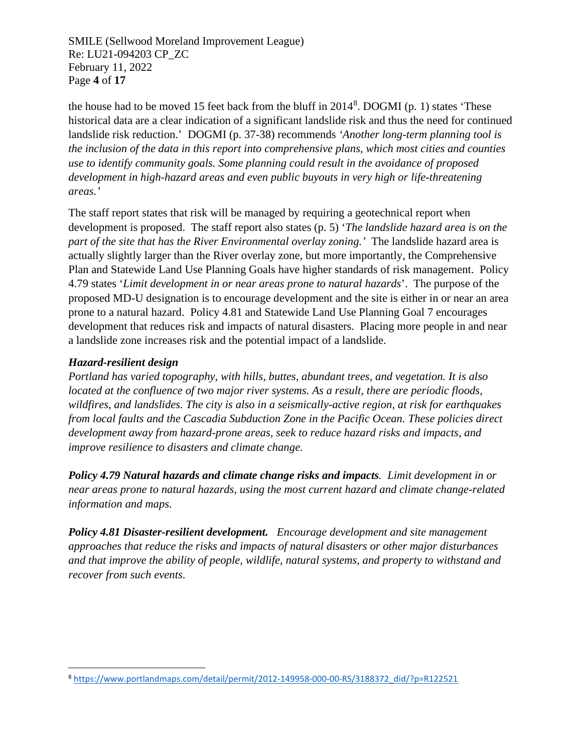the house had to be moved 15 feet back from the bluff in 2014[8]. DOGMI (p. 1) states 'These historical data are a clear indication of a significant landslide risk and thus the need for continued landslide risk reduction.' DOGMI (p. 37-38) recommends *'Another long-term planning tool is the inclusion of the data in this report into comprehensive plans, which most cities and counties use to identify community goals. Some planning could result in the avoidance of proposed development in high-hazard areas and even public buyouts in very high or life-threatening areas.'*

The staff report states that risk will be managed by requiring a geotechnical report when development is proposed. The staff report also states (p. 5) '*The landslide hazard area is on the part of the site that has the River Environmental overlay zoning.'* The landslide hazard area is actually slightly larger than the River overlay zone, but more importantly, the Comprehensive Plan and Statewide Land Use Planning Goals have higher standards of risk management. Policy 4.79 states '*Limit development in or near areas prone to natural hazards*'. The purpose of the proposed MD-U designation is to encourage development and the site is either in or near an area prone to a natural hazard. Policy 4.81 and Statewide Land Use Planning Goal 7 encourages development that reduces risk and impacts of natural disasters. Placing more people in and near a landslide zone increases risk and the potential impact of a landslide.

***Hazard-resilient design***
*Portland has varied topography, with hills, buttes, abundant trees, and vegetation. It is also located at the confluence of two major river systems. As a result, there are periodic floods, wildfires, and landslides. The city is also in a seismically-active region, at risk for earthquakes from local faults and the Cascadia Subduction Zone in the Pacific Ocean. These policies direct development away from hazard-prone areas, seek to reduce hazard risks and impacts, and improve resilience to disasters and climate change.*

***Policy 4.79 Natural hazards and climate change risks and impacts****. Limit development in or near areas prone to natural hazards, using the most current hazard and climate change-related information and maps.*

***Policy 4.81 Disaster-resilient development.*** *Encourage development and site management approaches that reduce the risks and impacts of natural disasters or other major disturbances and that improve the ability of people, wildlife, natural systems, and property to withstand and recover from such events.*

---

[8] https://www.portlandmaps.com/detail/permit/2012-149958-000-00-RS/3188372_did/?p=R122521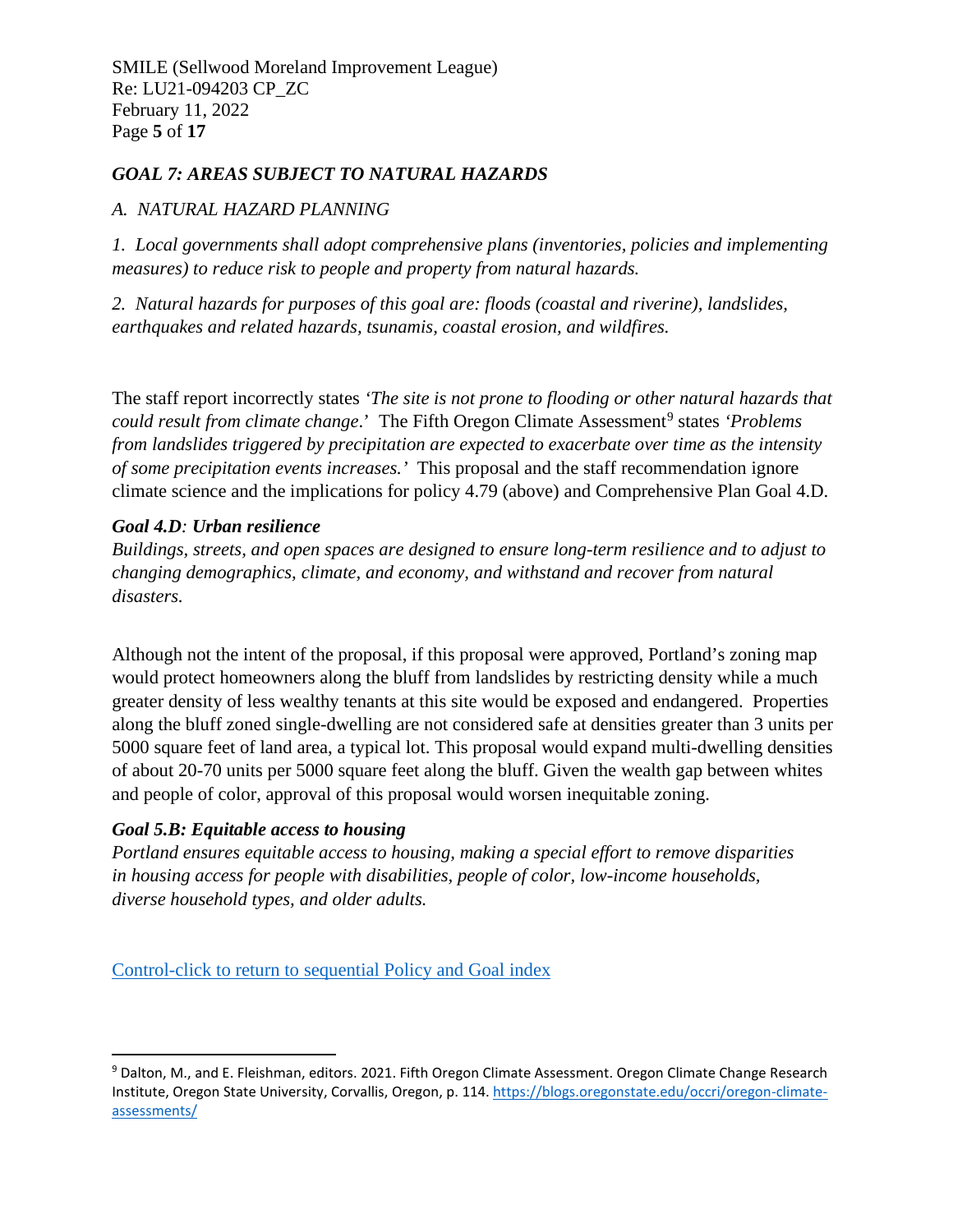## *GOAL 7: AREAS SUBJECT TO NATURAL HAZARDS*

*A. NATURAL HAZARD PLANNING*

*1. Local governments shall adopt comprehensive plans (inventories, policies and implementing measures) to reduce risk to people and property from natural hazards.*

*2. Natural hazards for purposes of this goal are: floods (coastal and riverine), landslides, earthquakes and related hazards, tsunamis, coastal erosion, and wildfires.*

The staff report incorrectly states *'The site is not prone to flooding or other natural hazards that could result from climate change*.' The Fifth Oregon Climate Assessment[9] states *'Problems from landslides triggered by precipitation are expected to exacerbate over time as the intensity of some precipitation events increases.'* This proposal and the staff recommendation ignore climate science and the implications for policy 4.79 (above) and Comprehensive Plan Goal 4.D.

***Goal 4.D*: *Urban resilience***

*Buildings, streets, and open spaces are designed to ensure long-term resilience and to adjust to changing demographics, climate, and economy, and withstand and recover from natural disasters.*

Although not the intent of the proposal, if this proposal were approved, Portland's zoning map would protect homeowners along the bluff from landslides by restricting density while a much greater density of less wealthy tenants at this site would be exposed and endangered. Properties along the bluff zoned single-dwelling are not considered safe at densities greater than 3 units per 5000 square feet of land area, a typical lot. This proposal would expand multi-dwelling densities of about 20-70 units per 5000 square feet along the bluff. Given the wealth gap between whites and people of color, approval of this proposal would worsen inequitable zoning.

***Goal 5.B: Equitable access to housing***

*Portland ensures equitable access to housing, making a special effort to remove disparities in housing access for people with disabilities, people of color, low-income households, diverse household types, and older adults.*

Control-click to return to sequential Policy and Goal index

---

[9] Dalton, M., and E. Fleishman, editors. 2021. Fifth Oregon Climate Assessment. Oregon Climate Change Research Institute, Oregon State University, Corvallis, Oregon, p. 114. https://blogs.oregonstate.edu/occri/oregon-climate-assessments/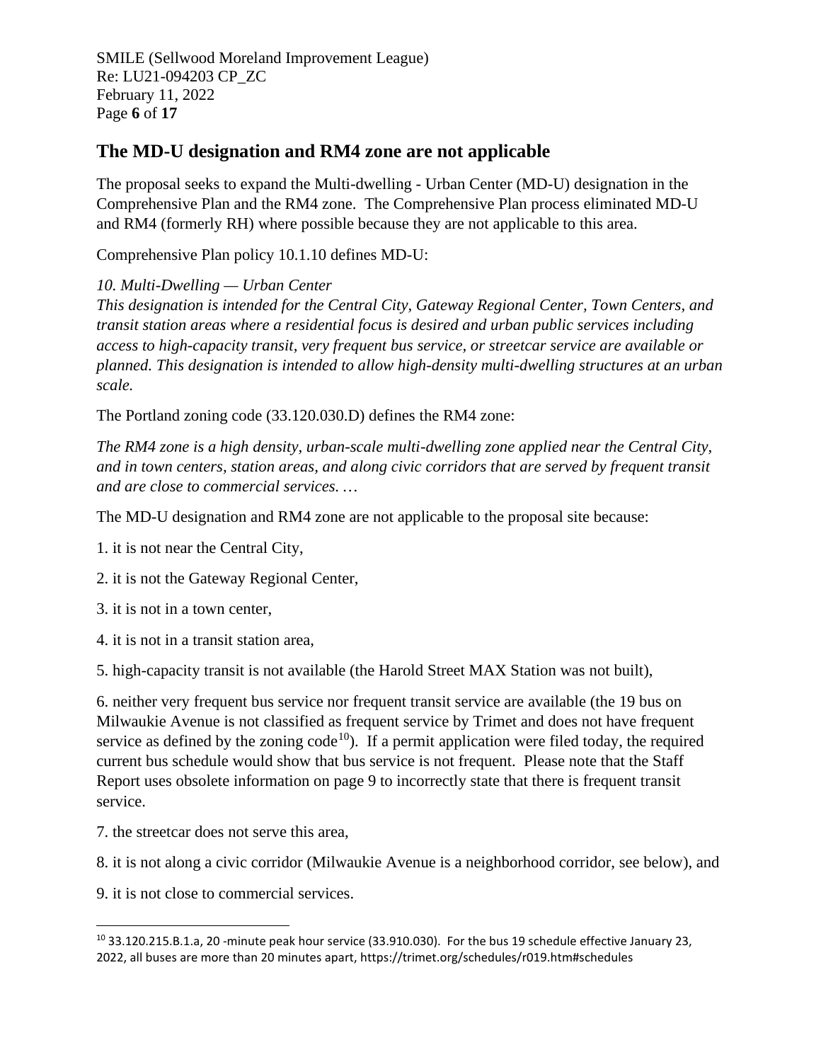## The MD-U designation and RM4 zone are not applicable

The proposal seeks to expand the Multi-dwelling - Urban Center (MD-U) designation in the Comprehensive Plan and the RM4 zone. The Comprehensive Plan process eliminated MD-U and RM4 (formerly RH) where possible because they are not applicable to this area.

Comprehensive Plan policy 10.1.10 defines MD-U:

*10. Multi-Dwelling — Urban Center*
*This designation is intended for the Central City, Gateway Regional Center, Town Centers, and transit station areas where a residential focus is desired and urban public services including access to high-capacity transit, very frequent bus service, or streetcar service are available or planned. This designation is intended to allow high-density multi-dwelling structures at an urban scale.*

The Portland zoning code (33.120.030.D) defines the RM4 zone:

*The RM4 zone is a high density, urban-scale multi-dwelling zone applied near the Central City, and in town centers, station areas, and along civic corridors that are served by frequent transit and are close to commercial services. …*

The MD-U designation and RM4 zone are not applicable to the proposal site because:

1. it is not near the Central City,

2. it is not the Gateway Regional Center,

3. it is not in a town center,

4. it is not in a transit station area,

5. high-capacity transit is not available (the Harold Street MAX Station was not built),

6. neither very frequent bus service nor frequent transit service are available (the 19 bus on Milwaukie Avenue is not classified as frequent service by Trimet and does not have frequent service as defined by the zoning code[10]). If a permit application were filed today, the required current bus schedule would show that bus service is not frequent. Please note that the Staff Report uses obsolete information on page 9 to incorrectly state that there is frequent transit service.

7. the streetcar does not serve this area,

8. it is not along a civic corridor (Milwaukie Avenue is a neighborhood corridor, see below), and

9. it is not close to commercial services.

---

[10] 33.120.215.B.1.a, 20 -minute peak hour service (33.910.030). For the bus 19 schedule effective January 23, 2022, all buses are more than 20 minutes apart, https://trimet.org/schedules/r019.htm#schedules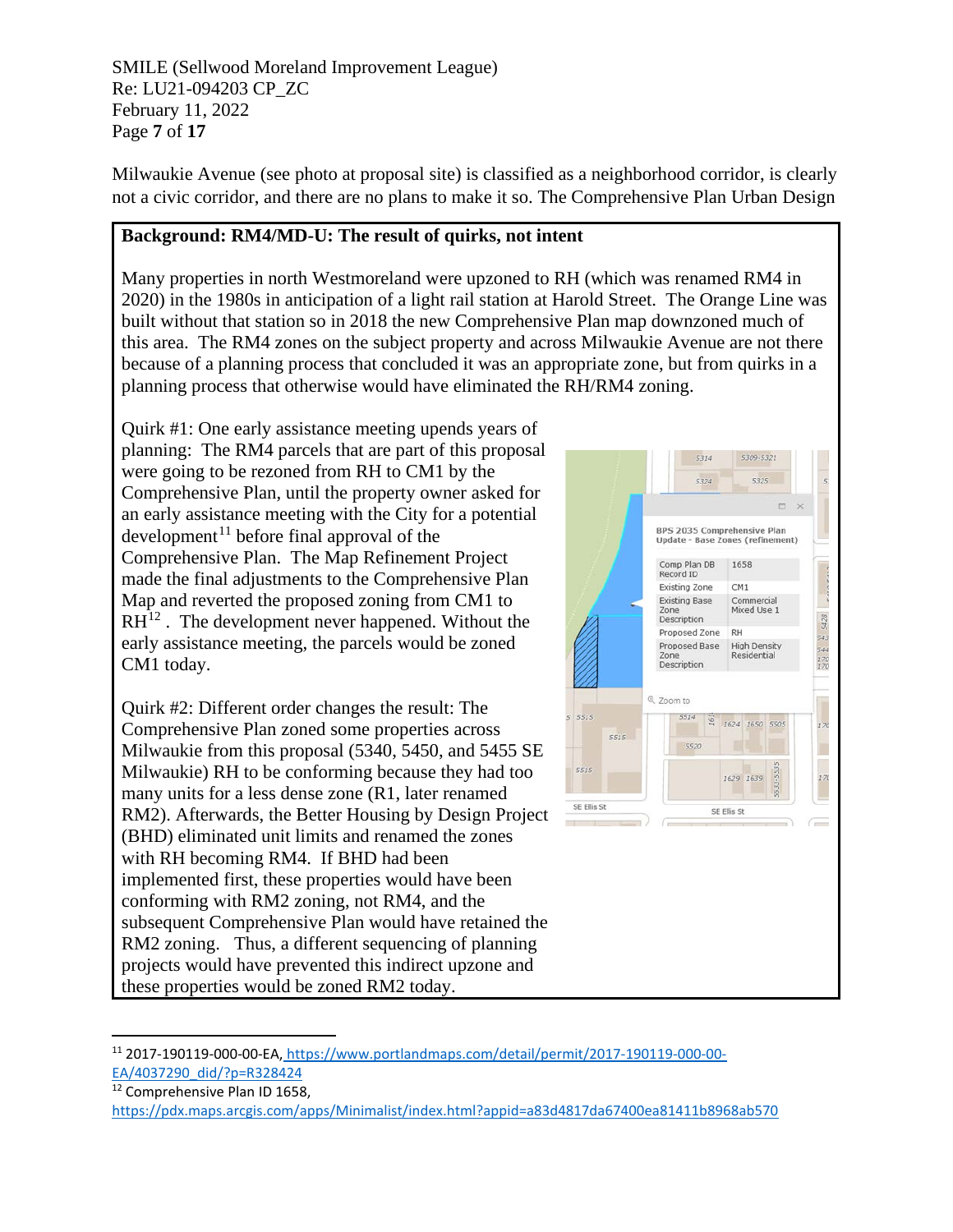Milwaukie Avenue (see photo at proposal site) is classified as a neighborhood corridor, is clearly not a civic corridor, and there are no plans to make it so. The Comprehensive Plan Urban Design

**Background: RM4/MD-U: The result of quirks, not intent**

Many properties in north Westmoreland were upzoned to RH (which was renamed RM4 in 2020) in the 1980s in anticipation of a light rail station at Harold Street. The Orange Line was built without that station so in 2018 the new Comprehensive Plan map downzoned much of this area. The RM4 zones on the subject property and across Milwaukie Avenue are not there because of a planning process that concluded it was an appropriate zone, but from quirks in a planning process that otherwise would have eliminated the RH/RM4 zoning.

Quirk #1: One early assistance meeting upends years of planning: The RM4 parcels that are part of this proposal were going to be rezoned from RH to CM1 by the Comprehensive Plan, until the property owner asked for an early assistance meeting with the City for a potential development[11] before final approval of the Comprehensive Plan. The Map Refinement Project made the final adjustments to the Comprehensive Plan Map and reverted the proposed zoning from CM1 to RH[12]. The development never happened. Without the early assistance meeting, the parcels would be zoned CM1 today.

Quirk #2: Different order changes the result: The Comprehensive Plan zoned some properties across Milwaukie from this proposal (5340, 5450, and 5455 SE Milwaukie) RH to be conforming because they had too many units for a less dense zone (R1, later renamed RM2). Afterwards, the Better Housing by Design Project (BHD) eliminated unit limits and renamed the zones with RH becoming RM4. If BHD had been implemented first, these properties would have been conforming with RM2 zoning, not RM4, and the subsequent Comprehensive Plan would have retained the RM2 zoning. Thus, a different sequencing of planning projects would have prevented this indirect upzone and these properties would be zoned RM2 today.

BPS 2035 Comprehensive Plan Update - Base Zones (refinement)

| | |
|---|---|
| Comp Plan DB Record ID | 1658 |
| Existing Zone | CM1 |
| Existing Base Zone Description | Commercial Mixed Use 1 |
| Proposed Zone | RH |
| Proposed Base Zone Description | High Density Residential |

---

[11] 2017-190119-000-00-EA, https://www.portlandmaps.com/detail/permit/2017-190119-000-00-EA/4037290_did/?p=R328424

[12] Comprehensive Plan ID 1658, https://pdx.maps.arcgis.com/apps/Minimalist/index.html?appid=a83d4817da67400ea81411b8968ab570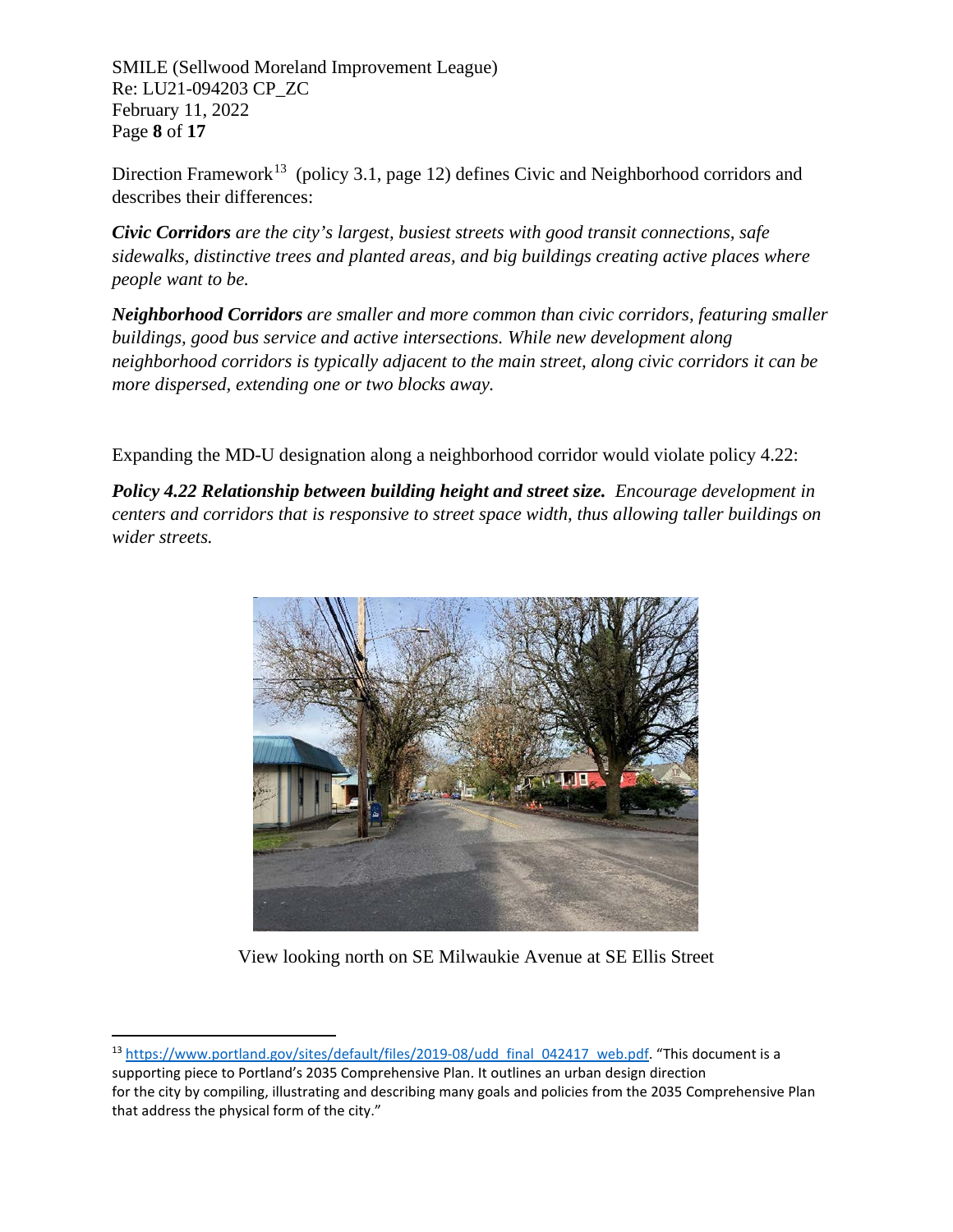Direction Framework[13] (policy 3.1, page 12) defines Civic and Neighborhood corridors and describes their differences:

***Civic Corridors*** *are the city's largest, busiest streets with good transit connections, safe sidewalks, distinctive trees and planted areas, and big buildings creating active places where people want to be.*

***Neighborhood Corridors*** *are smaller and more common than civic corridors, featuring smaller buildings, good bus service and active intersections. While new development along neighborhood corridors is typically adjacent to the main street, along civic corridors it can be more dispersed, extending one or two blocks away.*

Expanding the MD-U designation along a neighborhood corridor would violate policy 4.22:

***Policy 4.22 Relationship between building height and street size.*** *Encourage development in centers and corridors that is responsive to street space width, thus allowing taller buildings on wider streets.*

View looking north on SE Milwaukie Avenue at SE Ellis Street

---

[13] https://www.portland.gov/sites/default/files/2019-08/udd_final_042417_web.pdf. "This document is a supporting piece to Portland's 2035 Comprehensive Plan. It outlines an urban design direction for the city by compiling, illustrating and describing many goals and policies from the 2035 Comprehensive Plan that address the physical form of the city."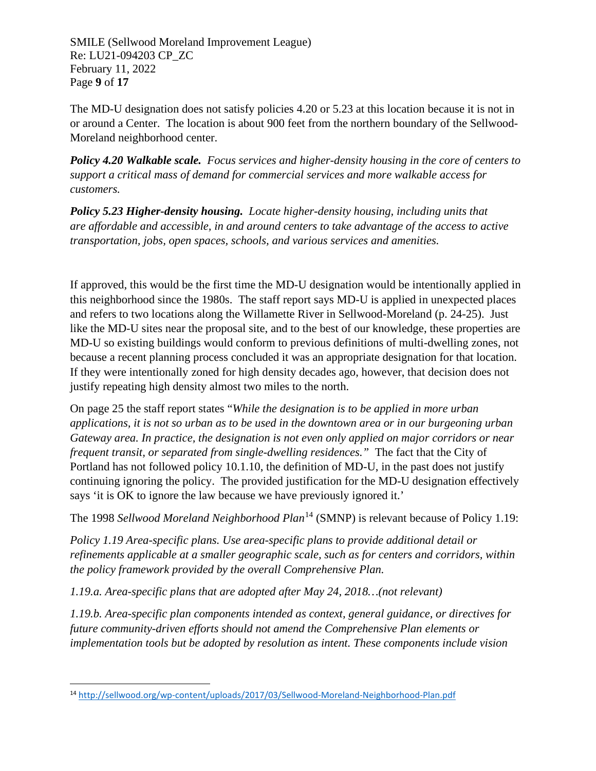The MD-U designation does not satisfy policies 4.20 or 5.23 at this location because it is not in or around a Center. The location is about 900 feet from the northern boundary of the Sellwood-Moreland neighborhood center.

***Policy 4.20 Walkable scale.*** *Focus services and higher-density housing in the core of centers to support a critical mass of demand for commercial services and more walkable access for customers.*

***Policy 5.23 Higher-density housing.*** *Locate higher-density housing, including units that are affordable and accessible, in and around centers to take advantage of the access to active transportation, jobs, open spaces, schools, and various services and amenities.*

If approved, this would be the first time the MD-U designation would be intentionally applied in this neighborhood since the 1980s. The staff report says MD-U is applied in unexpected places and refers to two locations along the Willamette River in Sellwood-Moreland (p. 24-25). Just like the MD-U sites near the proposal site, and to the best of our knowledge, these properties are MD-U so existing buildings would conform to previous definitions of multi-dwelling zones, not because a recent planning process concluded it was an appropriate designation for that location. If they were intentionally zoned for high density decades ago, however, that decision does not justify repeating high density almost two miles to the north.

On page 25 the staff report states "*While the designation is to be applied in more urban applications, it is not so urban as to be used in the downtown area or in our burgeoning urban Gateway area. In practice, the designation is not even only applied on major corridors or near frequent transit, or separated from single-dwelling residences.*" The fact that the City of Portland has not followed policy 10.1.10, the definition of MD-U, in the past does not justify continuing ignoring the policy. The provided justification for the MD-U designation effectively says 'it is OK to ignore the law because we have previously ignored it.'

The 1998 *Sellwood Moreland Neighborhood Plan*[14] (SMNP) is relevant because of Policy 1.19:

*Policy 1.19 Area-specific plans. Use area-specific plans to provide additional detail or refinements applicable at a smaller geographic scale, such as for centers and corridors, within the policy framework provided by the overall Comprehensive Plan.*

*1.19.a. Area-specific plans that are adopted after May 24, 2018…(not relevant)*

*1.19.b. Area-specific plan components intended as context, general guidance, or directives for future community-driven efforts should not amend the Comprehensive Plan elements or implementation tools but be adopted by resolution as intent. These components include vision*

---

[14] http://sellwood.org/wp-content/uploads/2017/03/Sellwood-Moreland-Neighborhood-Plan.pdf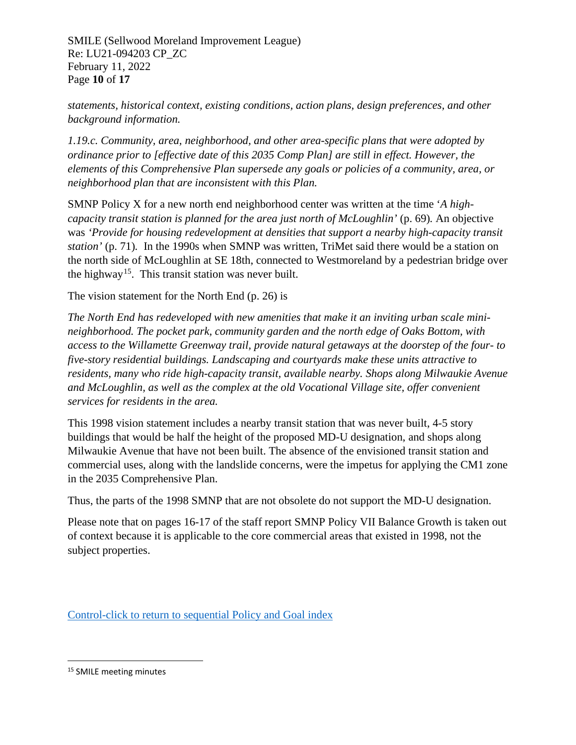*statements, historical context, existing conditions, action plans, design preferences, and other background information.*

*1.19.c. Community, area, neighborhood, and other area-specific plans that were adopted by ordinance prior to [effective date of this 2035 Comp Plan] are still in effect. However, the elements of this Comprehensive Plan supersede any goals or policies of a community, area, or neighborhood plan that are inconsistent with this Plan.*

SMNP Policy X for a new north end neighborhood center was written at the time '*A high-capacity transit station is planned for the area just north of McLoughlin'* (p. 69)*.* An objective was *'Provide for housing redevelopment at densities that support a nearby high-capacity transit station'* (p. 71)*.* In the 1990s when SMNP was written, TriMet said there would be a station on the north side of McLoughlin at SE 18th, connected to Westmoreland by a pedestrian bridge over the highway[15]. This transit station was never built.

The vision statement for the North End (p. 26) is

*The North End has redeveloped with new amenities that make it an inviting urban scale mini-neighborhood. The pocket park, community garden and the north edge of Oaks Bottom, with access to the Willamette Greenway trail, provide natural getaways at the doorstep of the four- to five-story residential buildings. Landscaping and courtyards make these units attractive to residents, many who ride high-capacity transit, available nearby. Shops along Milwaukie Avenue and McLoughlin, as well as the complex at the old Vocational Village site, offer convenient services for residents in the area.*

This 1998 vision statement includes a nearby transit station that was never built, 4-5 story buildings that would be half the height of the proposed MD-U designation, and shops along Milwaukie Avenue that have not been built. The absence of the envisioned transit station and commercial uses, along with the landslide concerns, were the impetus for applying the CM1 zone in the 2035 Comprehensive Plan.

Thus, the parts of the 1998 SMNP that are not obsolete do not support the MD-U designation.

Please note that on pages 16-17 of the staff report SMNP Policy VII Balance Growth is taken out of context because it is applicable to the core commercial areas that existed in 1998, not the subject properties.

Control-click to return to sequential Policy and Goal index

---

[15] SMILE meeting minutes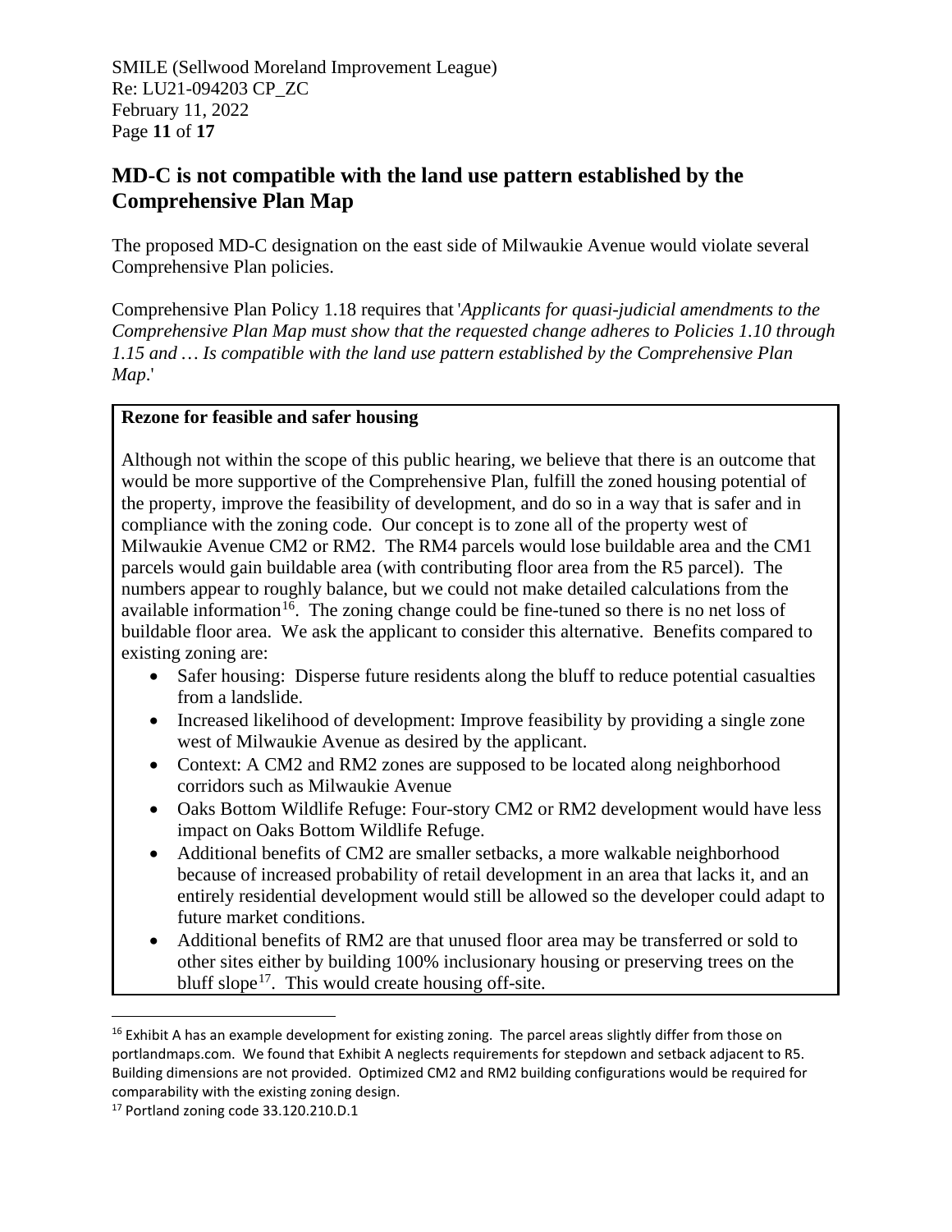## MD-C is not compatible with the land use pattern established by the Comprehensive Plan Map

The proposed MD-C designation on the east side of Milwaukie Avenue would violate several Comprehensive Plan policies.

Comprehensive Plan Policy 1.18 requires that '*Applicants for quasi-judicial amendments to the Comprehensive Plan Map must show that the requested change adheres to Policies 1.10 through 1.15 and … Is compatible with the land use pattern established by the Comprehensive Plan Map*.'

**Rezone for feasible and safer housing**

Although not within the scope of this public hearing, we believe that there is an outcome that would be more supportive of the Comprehensive Plan, fulfill the zoned housing potential of the property, improve the feasibility of development, and do so in a way that is safer and in compliance with the zoning code. Our concept is to zone all of the property west of Milwaukie Avenue CM2 or RM2. The RM4 parcels would lose buildable area and the CM1 parcels would gain buildable area (with contributing floor area from the R5 parcel). The numbers appear to roughly balance, but we could not make detailed calculations from the available information[16]. The zoning change could be fine-tuned so there is no net loss of buildable floor area. We ask the applicant to consider this alternative. Benefits compared to existing zoning are:

- Safer housing: Disperse future residents along the bluff to reduce potential casualties from a landslide.
- Increased likelihood of development: Improve feasibility by providing a single zone west of Milwaukie Avenue as desired by the applicant.
- Context: A CM2 and RM2 zones are supposed to be located along neighborhood corridors such as Milwaukie Avenue
- Oaks Bottom Wildlife Refuge: Four-story CM2 or RM2 development would have less impact on Oaks Bottom Wildlife Refuge.
- Additional benefits of CM2 are smaller setbacks, a more walkable neighborhood because of increased probability of retail development in an area that lacks it, and an entirely residential development would still be allowed so the developer could adapt to future market conditions.
- Additional benefits of RM2 are that unused floor area may be transferred or sold to other sites either by building 100% inclusionary housing or preserving trees on the bluff slope[17]. This would create housing off-site.

---

[16] Exhibit A has an example development for existing zoning. The parcel areas slightly differ from those on portlandmaps.com. We found that Exhibit A neglects requirements for stepdown and setback adjacent to R5. Building dimensions are not provided. Optimized CM2 and RM2 building configurations would be required for comparability with the existing zoning design.

[17] Portland zoning code 33.120.210.D.1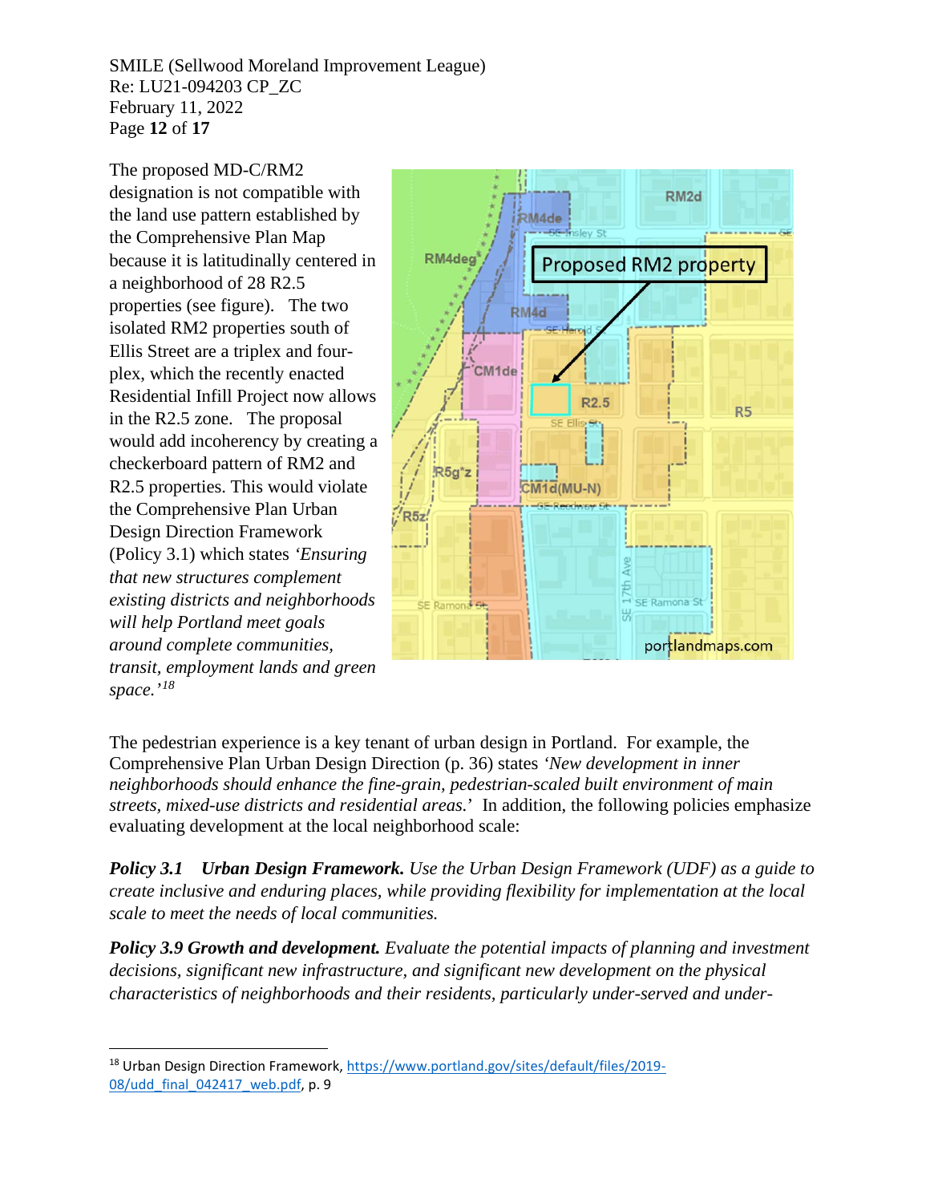The proposed MD-C/RM2 designation is not compatible with the land use pattern established by the Comprehensive Plan Map because it is latitudinally centered in a neighborhood of 28 R2.5 properties (see figure). The two isolated RM2 properties south of Ellis Street are a triplex and four-plex, which the recently enacted Residential Infill Project now allows in the R2.5 zone. The proposal would add incoherency by creating a checkerboard pattern of RM2 and R2.5 properties. This would violate the Comprehensive Plan Urban Design Direction Framework (Policy 3.1) which states *'Ensuring that new structures complement existing districts and neighborhoods will help Portland meet goals around complete communities, transit, employment lands and green space.'*[18]

The pedestrian experience is a key tenant of urban design in Portland. For example, the Comprehensive Plan Urban Design Direction (p. 36) states *'New development in inner neighborhoods should enhance the fine-grain, pedestrian-scaled built environment of main streets, mixed-use districts and residential areas.'* In addition, the following policies emphasize evaluating development at the local neighborhood scale:

***Policy 3.1 Urban Design Framework.*** *Use the Urban Design Framework (UDF) as a guide to create inclusive and enduring places, while providing flexibility for implementation at the local scale to meet the needs of local communities.*

***Policy 3.9 Growth and development.*** *Evaluate the potential impacts of planning and investment decisions, significant new infrastructure, and significant new development on the physical characteristics of neighborhoods and their residents, particularly under-served and under-*

---

[18] Urban Design Direction Framework, https://www.portland.gov/sites/default/files/2019-08/udd_final_042417_web.pdf, p. 9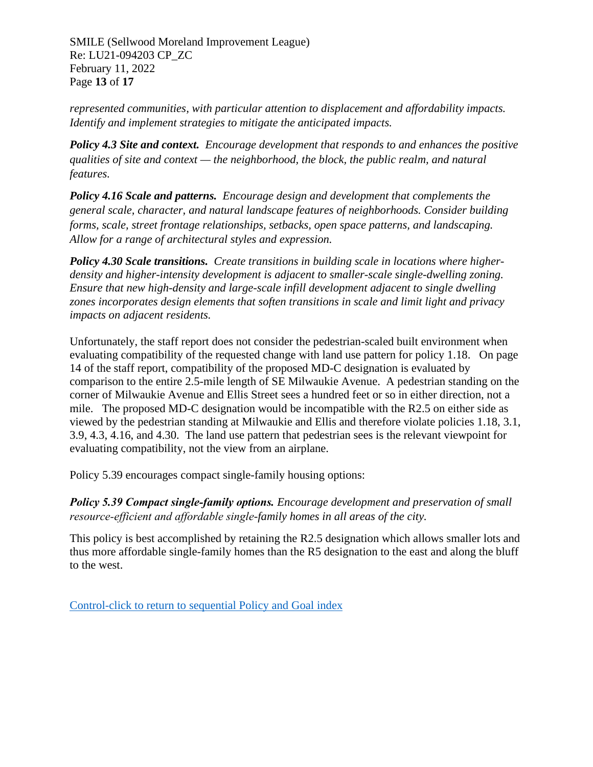*represented communities, with particular attention to displacement and affordability impacts. Identify and implement strategies to mitigate the anticipated impacts.*

***Policy 4.3 Site and context.*** *Encourage development that responds to and enhances the positive qualities of site and context — the neighborhood, the block, the public realm, and natural features.*

***Policy 4.16 Scale and patterns.*** *Encourage design and development that complements the general scale, character, and natural landscape features of neighborhoods. Consider building forms, scale, street frontage relationships, setbacks, open space patterns, and landscaping. Allow for a range of architectural styles and expression.*

***Policy 4.30 Scale transitions.*** *Create transitions in building scale in locations where higher-density and higher-intensity development is adjacent to smaller-scale single-dwelling zoning. Ensure that new high-density and large-scale infill development adjacent to single dwelling zones incorporates design elements that soften transitions in scale and limit light and privacy impacts on adjacent residents.*

Unfortunately, the staff report does not consider the pedestrian-scaled built environment when evaluating compatibility of the requested change with land use pattern for policy 1.18. On page 14 of the staff report, compatibility of the proposed MD-C designation is evaluated by comparison to the entire 2.5-mile length of SE Milwaukie Avenue. A pedestrian standing on the corner of Milwaukie Avenue and Ellis Street sees a hundred feet or so in either direction, not a mile. The proposed MD-C designation would be incompatible with the R2.5 on either side as viewed by the pedestrian standing at Milwaukie and Ellis and therefore violate policies 1.18, 3.1, 3.9, 4.3, 4.16, and 4.30. The land use pattern that pedestrian sees is the relevant viewpoint for evaluating compatibility, not the view from an airplane.

Policy 5.39 encourages compact single-family housing options:

***Policy 5.39 Compact single-family options.*** *Encourage development and preservation of small resource-efficient and affordable single-family homes in all areas of the city.*

This policy is best accomplished by retaining the R2.5 designation which allows smaller lots and thus more affordable single-family homes than the R5 designation to the east and along the bluff to the west.

Control-click to return to sequential Policy and Goal index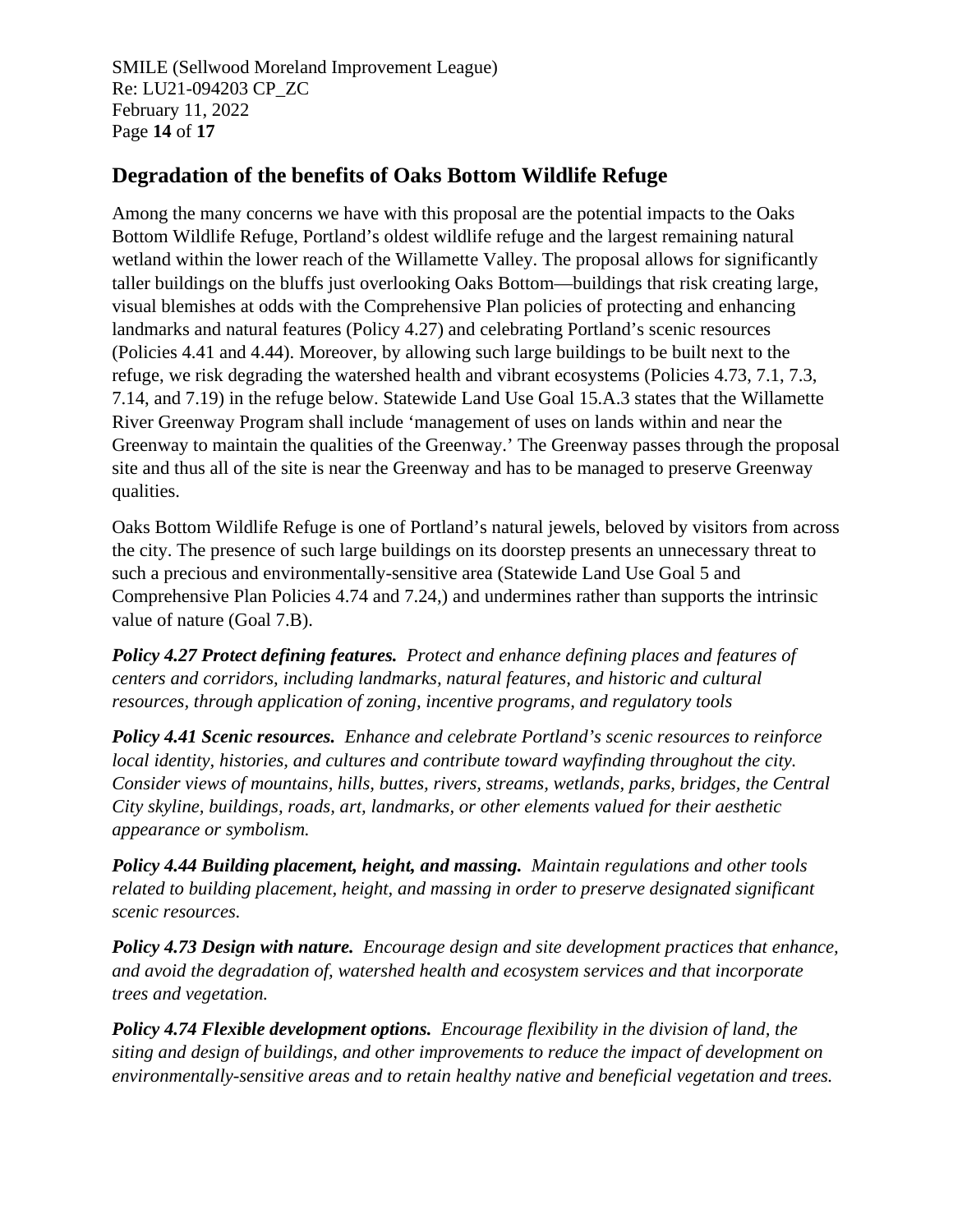## Degradation of the benefits of Oaks Bottom Wildlife Refuge

Among the many concerns we have with this proposal are the potential impacts to the Oaks Bottom Wildlife Refuge, Portland's oldest wildlife refuge and the largest remaining natural wetland within the lower reach of the Willamette Valley. The proposal allows for significantly taller buildings on the bluffs just overlooking Oaks Bottom—buildings that risk creating large, visual blemishes at odds with the Comprehensive Plan policies of protecting and enhancing landmarks and natural features (Policy 4.27) and celebrating Portland's scenic resources (Policies 4.41 and 4.44). Moreover, by allowing such large buildings to be built next to the refuge, we risk degrading the watershed health and vibrant ecosystems (Policies 4.73, 7.1, 7.3, 7.14, and 7.19) in the refuge below. Statewide Land Use Goal 15.A.3 states that the Willamette River Greenway Program shall include 'management of uses on lands within and near the Greenway to maintain the qualities of the Greenway.' The Greenway passes through the proposal site and thus all of the site is near the Greenway and has to be managed to preserve Greenway qualities.

Oaks Bottom Wildlife Refuge is one of Portland's natural jewels, beloved by visitors from across the city. The presence of such large buildings on its doorstep presents an unnecessary threat to such a precious and environmentally-sensitive area (Statewide Land Use Goal 5 and Comprehensive Plan Policies 4.74 and 7.24,) and undermines rather than supports the intrinsic value of nature (Goal 7.B).

***Policy 4.27 Protect defining features.*** *Protect and enhance defining places and features of centers and corridors, including landmarks, natural features, and historic and cultural resources, through application of zoning, incentive programs, and regulatory tools*

***Policy 4.41 Scenic resources.*** *Enhance and celebrate Portland's scenic resources to reinforce local identity, histories, and cultures and contribute toward wayfinding throughout the city. Consider views of mountains, hills, buttes, rivers, streams, wetlands, parks, bridges, the Central City skyline, buildings, roads, art, landmarks, or other elements valued for their aesthetic appearance or symbolism.*

***Policy 4.44 Building placement, height, and massing.*** *Maintain regulations and other tools related to building placement, height, and massing in order to preserve designated significant scenic resources.*

***Policy 4.73 Design with nature.*** *Encourage design and site development practices that enhance, and avoid the degradation of, watershed health and ecosystem services and that incorporate trees and vegetation.*

***Policy 4.74 Flexible development options.*** *Encourage flexibility in the division of land, the siting and design of buildings, and other improvements to reduce the impact of development on environmentally-sensitive areas and to retain healthy native and beneficial vegetation and trees.*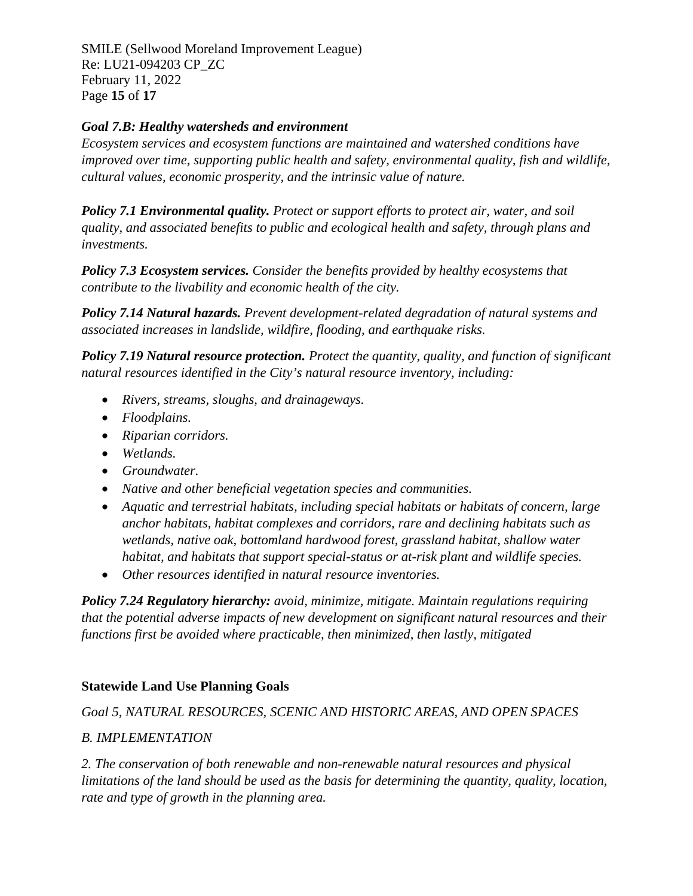***Goal 7.B: Healthy watersheds and environment***
*Ecosystem services and ecosystem functions are maintained and watershed conditions have improved over time, supporting public health and safety, environmental quality, fish and wildlife, cultural values, economic prosperity, and the intrinsic value of nature.*

***Policy 7.1 Environmental quality.*** *Protect or support efforts to protect air, water, and soil quality, and associated benefits to public and ecological health and safety, through plans and investments.*

***Policy 7.3 Ecosystem services.*** *Consider the benefits provided by healthy ecosystems that contribute to the livability and economic health of the city.*

***Policy 7.14 Natural hazards.*** *Prevent development-related degradation of natural systems and associated increases in landslide, wildfire, flooding, and earthquake risks.*

***Policy 7.19 Natural resource protection.*** *Protect the quantity, quality, and function of significant natural resources identified in the City's natural resource inventory, including:*

- *Rivers, streams, sloughs, and drainageways.*
- *Floodplains.*
- *Riparian corridors.*
- *Wetlands.*
- *Groundwater.*
- *Native and other beneficial vegetation species and communities.*
- *Aquatic and terrestrial habitats, including special habitats or habitats of concern, large anchor habitats, habitat complexes and corridors, rare and declining habitats such as wetlands, native oak, bottomland hardwood forest, grassland habitat, shallow water habitat, and habitats that support special-status or at-risk plant and wildlife species.*
- *Other resources identified in natural resource inventories.*

***Policy 7.24 Regulatory hierarchy:*** *avoid, minimize, mitigate. Maintain regulations requiring that the potential adverse impacts of new development on significant natural resources and their functions first be avoided where practicable, then minimized, then lastly, mitigated*

**Statewide Land Use Planning Goals**

*Goal 5, NATURAL RESOURCES, SCENIC AND HISTORIC AREAS, AND OPEN SPACES*

*B. IMPLEMENTATION*

*2. The conservation of both renewable and non-renewable natural resources and physical limitations of the land should be used as the basis for determining the quantity, quality, location, rate and type of growth in the planning area.*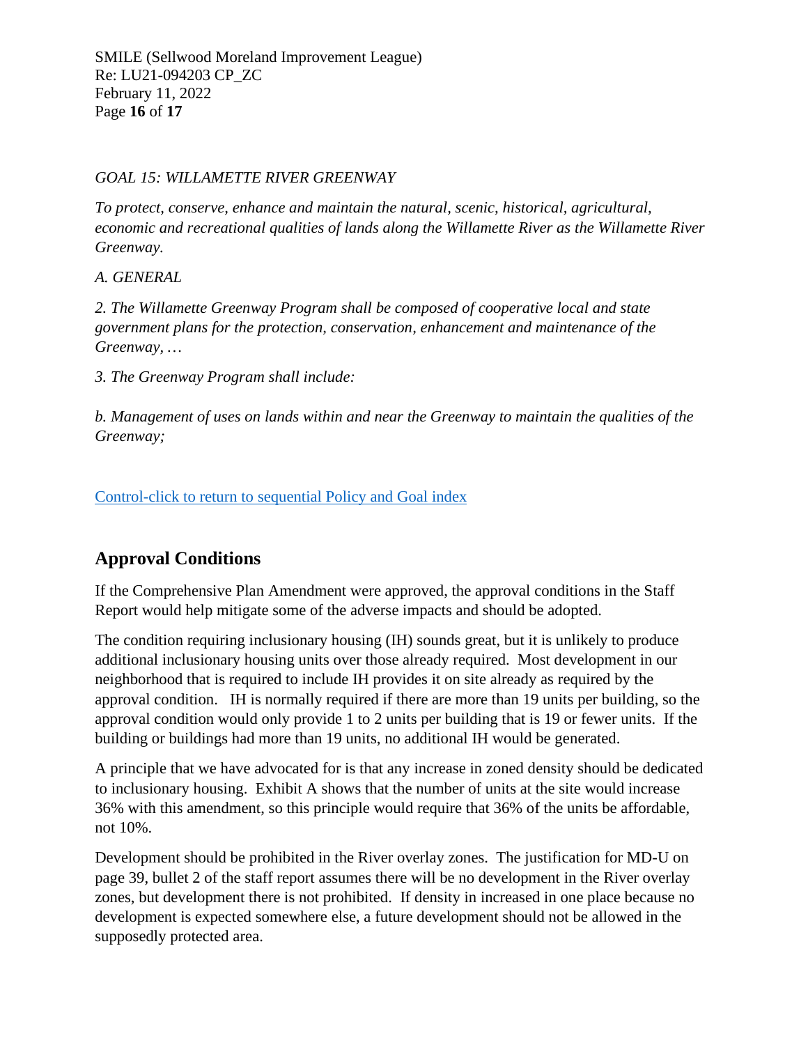*GOAL 15: WILLAMETTE RIVER GREENWAY*

*To protect, conserve, enhance and maintain the natural, scenic, historical, agricultural, economic and recreational qualities of lands along the Willamette River as the Willamette River Greenway.*

*A. GENERAL*

*2. The Willamette Greenway Program shall be composed of cooperative local and state government plans for the protection, conservation, enhancement and maintenance of the Greenway, …*

*3. The Greenway Program shall include:*

*b. Management of uses on lands within and near the Greenway to maintain the qualities of the Greenway;*

Control-click to return to sequential Policy and Goal index

## Approval Conditions

If the Comprehensive Plan Amendment were approved, the approval conditions in the Staff Report would help mitigate some of the adverse impacts and should be adopted.

The condition requiring inclusionary housing (IH) sounds great, but it is unlikely to produce additional inclusionary housing units over those already required. Most development in our neighborhood that is required to include IH provides it on site already as required by the approval condition. IH is normally required if there are more than 19 units per building, so the approval condition would only provide 1 to 2 units per building that is 19 or fewer units. If the building or buildings had more than 19 units, no additional IH would be generated.

A principle that we have advocated for is that any increase in zoned density should be dedicated to inclusionary housing. Exhibit A shows that the number of units at the site would increase 36% with this amendment, so this principle would require that 36% of the units be affordable, not 10%.

Development should be prohibited in the River overlay zones. The justification for MD-U on page 39, bullet 2 of the staff report assumes there will be no development in the River overlay zones, but development there is not prohibited. If density in increased in one place because no development is expected somewhere else, a future development should not be allowed in the supposedly protected area.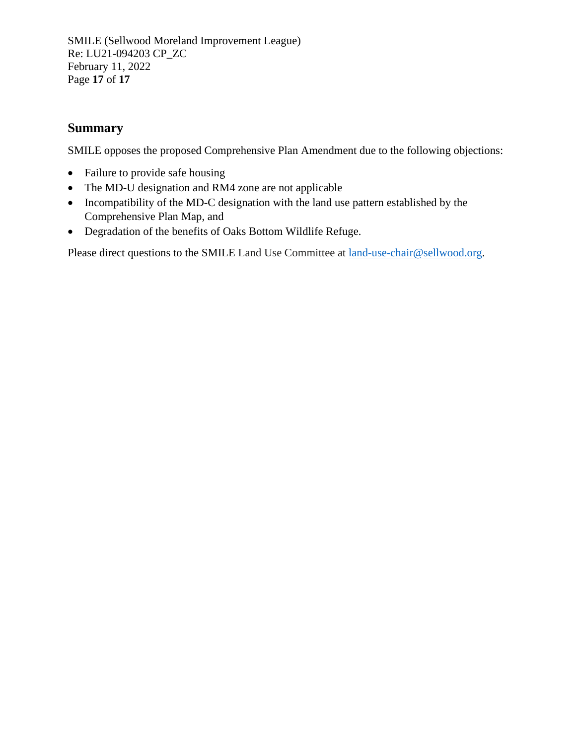## Summary

SMILE opposes the proposed Comprehensive Plan Amendment due to the following objections:

- Failure to provide safe housing
- The MD-U designation and RM4 zone are not applicable
- Incompatibility of the MD-C designation with the land use pattern established by the Comprehensive Plan Map, and
- Degradation of the benefits of Oaks Bottom Wildlife Refuge.

Please direct questions to the SMILE Land Use Committee at land-use-chair@sellwood.org.